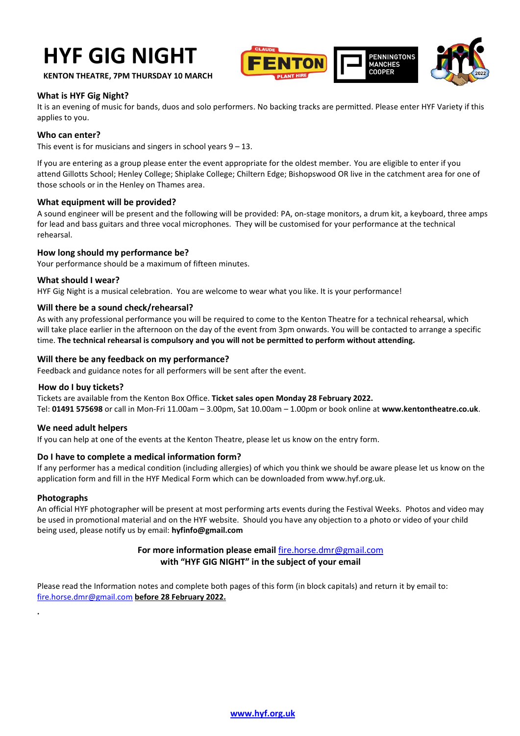# HYF GIG NIGHT

**KENTON THEATRE, 7PM THURSDAY 10 MARCH**

### What is HYF Gig Night?

It is an evening of music for bands, duos and solo performers. No backing tracks are permitted. Please enter HYF Variety if this applies to you.

### Who can enter?

This event is for musicians and singers in school years 9 – 13.

If you are entering as a group please enter the event appropriate for the oldest member. You are eligible to enter if you attend Gillotts School; Henley College; Shiplake College; Chiltern Edge; Bishopswood OR live in the catchment area for one of those schools or in the Henley on Thames area.

### What equipment will be provided?

A sound engineer will be present and the following will be provided: PA, on-stage monitors, a drum kit, a keyboard, three amps for lead and bass guitars and three vocal microphones. They will be customised for your performance at the technical rehearsal.

### How long should my performance be?

Your performance should be a maximum of fifteen minutes.

### What should I wear?

HYF Gig Night is a musical celebration. You are welcome to wear what you like. It is your performance!

### Will there be a sound check/rehearsal?

As with any professional performance you will be required to come to the Kenton Theatre for a technical rehearsal, which will take place earlier in the afternoon on the day of the event from 3pm onwards. You will be contacted to arrange a specific time. **The technical rehearsal is compulsory and you will not be permitted to perform without attending.**

### Will there be any feedback on my performance?

Feedback and guidance notes for all performers will be sent after the event.

### How do I buy tickets?

Tickets are available from the Kenton Box Office. **Ticket sales open Monday 28 February 2022.**
Tel: **01491 575698** or call in Mon-Fri 11.00am – 3.00pm, Sat 10.00am – 1.00pm or book online at **www.kentontheatre.co.uk**.

### We need adult helpers

If you can help at one of the events at the Kenton Theatre, please let us know on the entry form.

### Do I have to complete a medical information form?

If any performer has a medical condition (including allergies) of which you think we should be aware please let us know on the application form and fill in the HYF Medical Form which can be downloaded from www.hyf.org.uk.

### Photographs

An official HYF photographer will be present at most performing arts events during the Festival Weeks. Photos and video may be used in promotional material and on the HYF website. Should you have any objection to a photo or video of your child being used, please notify us by email: **hyfinfo@gmail.com**

**For more information please email** fire.horse.dmr@gmail.com
**with "HYF GIG NIGHT" in the subject of your email**

Please read the Information notes and complete both pages of this form (in block capitals) and return it by email to: fire.horse.dmr@gmail.com **before 28 February 2022.**

.

**www.hyf.org.uk**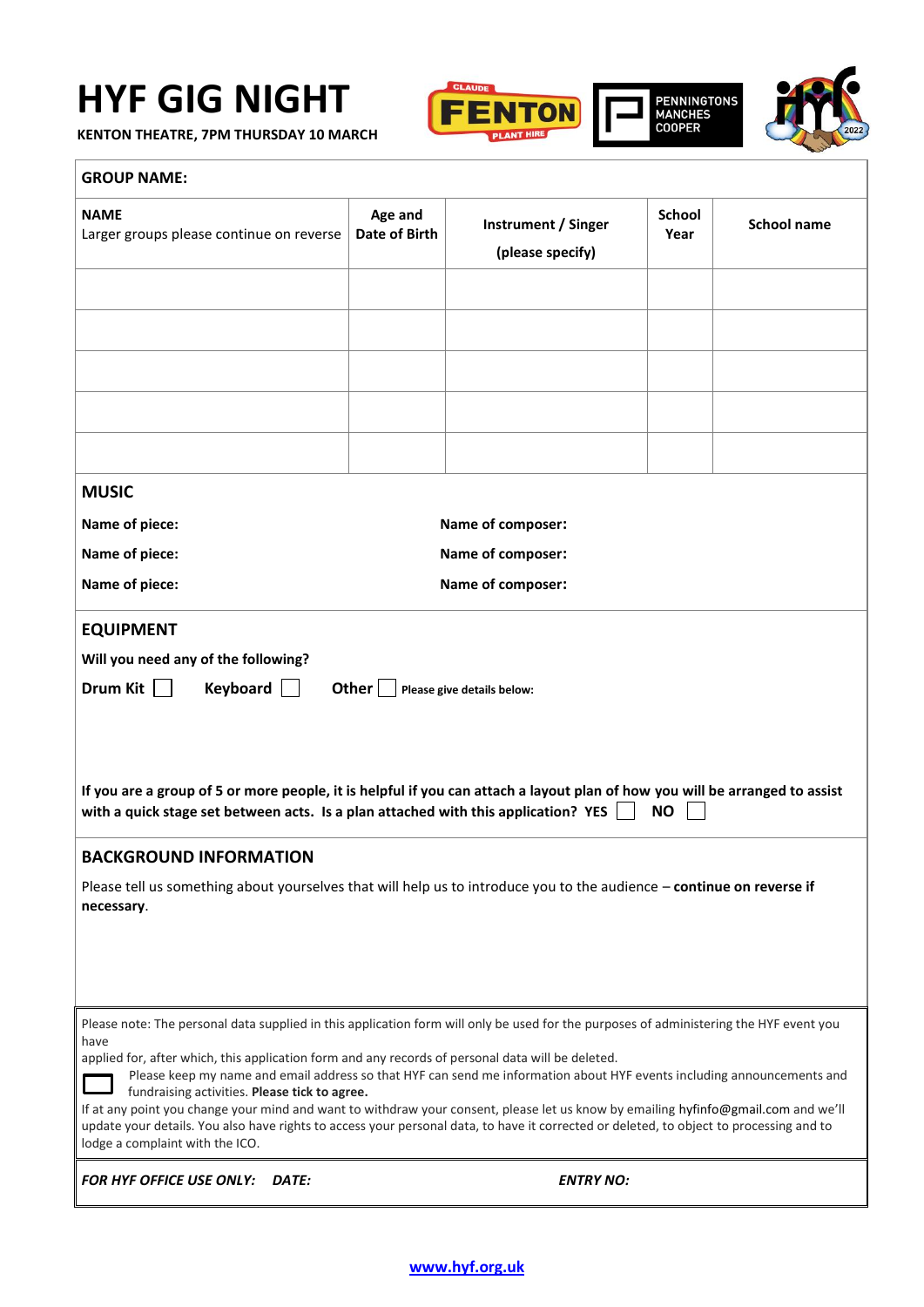# HYF GIG NIGHT

**KENTON THEATRE, 7PM THURSDAY 10 MARCH**

CLAUDE FENTON PLANT HIRE

PENNINGTONS MANCHES COOPER

2022

**GROUP NAME:**

| **NAME** Larger groups please continue on reverse | **Age and Date of Birth** | **Instrument / Singer (please specify)** | **School Year** | **School name** |
|---|---|---|---|---|
| | | | | |
| | | | | |
| | | | | |
| | | | | |
| | | | | |

## MUSIC

**Name of piece:** **Name of composer:**

**Name of piece:** **Name of composer:**

**Name of piece:** **Name of composer:**

## EQUIPMENT

**Will you need any of the following?**

**Drum Kit** ☐ **Keyboard** ☐ **Other** ☐ **Please give details below:**

**If you are a group of 5 or more people, it is helpful if you can attach a layout plan of how you will be arranged to assist with a quick stage set between acts. Is a plan attached with this application? YES** ☐ **NO** ☐

## BACKGROUND INFORMATION

Please tell us something about yourselves that will help us to introduce you to the audience – **continue on reverse if necessary**.

Please note: The personal data supplied in this application form will only be used for the purposes of administering the HYF event you have applied for, after which, this application form and any records of personal data will be deleted.

☐ Please keep my name and email address so that HYF can send me information about HYF events including announcements and fundraising activities. **Please tick to agree.**

If at any point you change your mind and want to withdraw your consent, please let us know by emailing hyfinfo@gmail.com and we'll update your details. You also have rights to access your personal data, to have it corrected or deleted, to object to processing and to lodge a complaint with the ICO.

***FOR HYF OFFICE USE ONLY: DATE:*** ***ENTRY NO:***

**www.hyf.org.uk**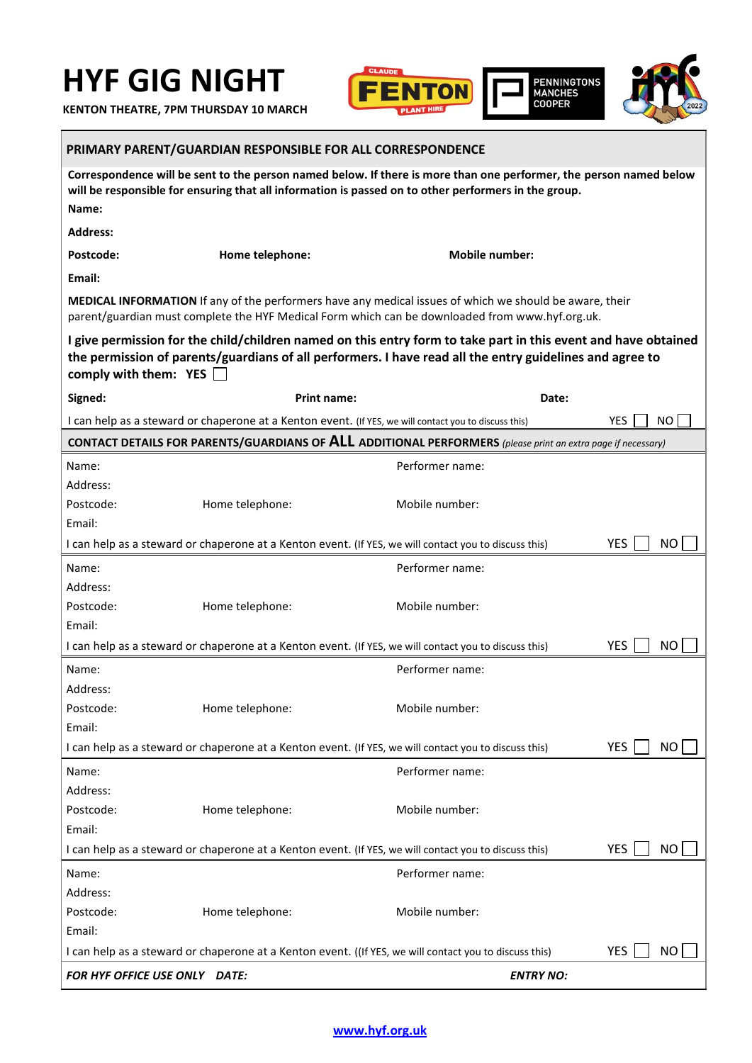# HYF GIG NIGHT

**KENTON THEATRE, 7PM THURSDAY 10 MARCH**

## PRIMARY PARENT/GUARDIAN RESPONSIBLE FOR ALL CORRESPONDENCE

**Correspondence will be sent to the person named below. If there is more than one performer, the person named below will be responsible for ensuring that all information is passed on to other performers in the group.**

**Name:**

**Address:**

**Postcode:** **Home telephone:** **Mobile number:**

**Email:**

**MEDICAL INFORMATION** If any of the performers have any medical issues of which we should be aware, their parent/guardian must complete the HYF Medical Form which can be downloaded from www.hyf.org.uk.

**I give permission for the child/children named on this entry form to take part in this event and have obtained the permission of parents/guardians of all performers. I have read all the entry guidelines and agree to comply with them: YES ☐**

**Signed:** **Print name:** **Date:**

I can help as a steward or chaperone at a Kenton event. (If YES, we will contact you to discuss this) YES ☐ NO ☐

## CONTACT DETAILS FOR PARENTS/GUARDIANS OF ALL ADDITIONAL PERFORMERS *(please print an extra page if necessary)*

Name: Performer name:
Address:
Postcode: Home telephone: Mobile number:
Email:
I can help as a steward or chaperone at a Kenton event. (If YES, we will contact you to discuss this) YES ☐ NO ☐

Name: Performer name:
Address:
Postcode: Home telephone: Mobile number:
Email:
I can help as a steward or chaperone at a Kenton event. (If YES, we will contact you to discuss this) YES ☐ NO ☐

Name: Performer name:
Address:
Postcode: Home telephone: Mobile number:
Email:
I can help as a steward or chaperone at a Kenton event. (If YES, we will contact you to discuss this) YES ☐ NO ☐

Name: Performer name:
Address:
Postcode: Home telephone: Mobile number:
Email:
I can help as a steward or chaperone at a Kenton event. (If YES, we will contact you to discuss this) YES ☐ NO ☐

Name: Performer name:
Address:
Postcode: Home telephone: Mobile number:
Email:
I can help as a steward or chaperone at a Kenton event. ((If YES, we will contact you to discuss this) YES ☐ NO ☐

***FOR HYF OFFICE USE ONLY DATE:*** ***ENTRY NO:***

www.hyf.org.uk